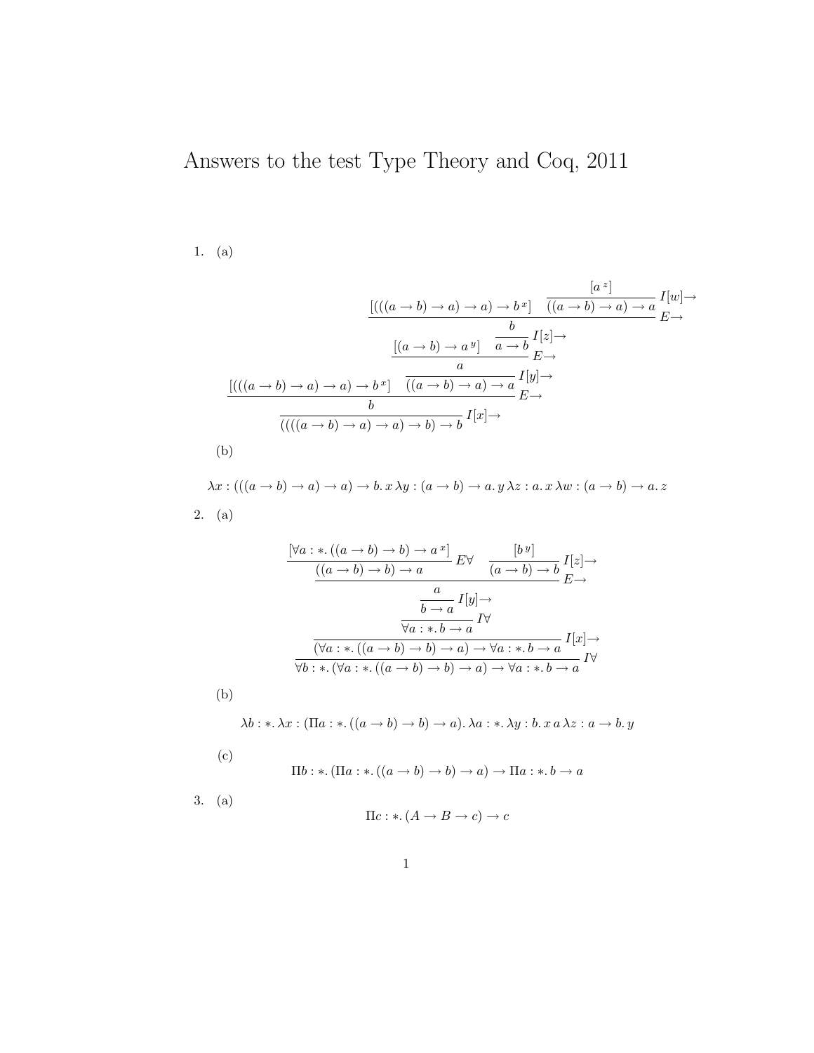# Answers to the test Type Theory and Coq, 2011

1. (a)

$$
\dfrac{\dfrac{[(((a\to b)\to a)\to a)\to b^{\,x}] \quad \dfrac{\dfrac{\dfrac{[(a\to b)\to a^{\,y}] \quad \dfrac{\dfrac{[(((a\to b)\to a)\to a)\to b^{\,x}] \quad \dfrac{[a^{\,z}]}{((a\to b)\to a)\to a}\,I[w]{\to}}{b}\,E{\to}}{a\to b}\,I[z]{\to}}{a}\,E{\to}}{((a\to b)\to a)\to a}\,I[y]{\to}}{b}\,E{\to}}{((((a\to b)\to a)\to a)\to b)\to b}\,I[x]{\to}
$$

   (b)

$$
\lambda x : (((a\to b)\to a)\to a)\to b.\, x\, \lambda y : (a\to b)\to a.\, y\, \lambda z : a.\, x\, \lambda w : (a\to b)\to a.\, z
$$

2. (a)

$$
\dfrac{\dfrac{\dfrac{\dfrac{\dfrac{\dfrac{[\forall a:*.\,((a\to b)\to b)\to a^{\,x}]}{((a\to b)\to b)\to a}\,E\forall \quad \dfrac{[b^{\,y}]}{(a\to b)\to b}\,I[z]{\to}}{a}\,E{\to}}{b\to a}\,I[y]{\to}}{\forall a:*.\, b\to a}\,I\forall}{(\forall a:*.\,((a\to b)\to b)\to a)\to \forall a:*.\, b\to a}\,I[x]{\to}}{\forall b:*.\,(\forall a:*.\,((a\to b)\to b)\to a)\to \forall a:*.\, b\to a}\,I\forall
$$

   (b)

$$
\lambda b:*.\, \lambda x : (\Pi a:*.\,((a\to b)\to b)\to a).\, \lambda a:*.\, \lambda y : b.\, x\, a\, \lambda z : a\to b.\, y
$$

   (c)

$$
\Pi b:*.\,(\Pi a:*.\,((a\to b)\to b)\to a)\to \Pi a:*.\, b\to a
$$

3. (a)

$$
\Pi c:*.\,(A\to B\to c)\to c
$$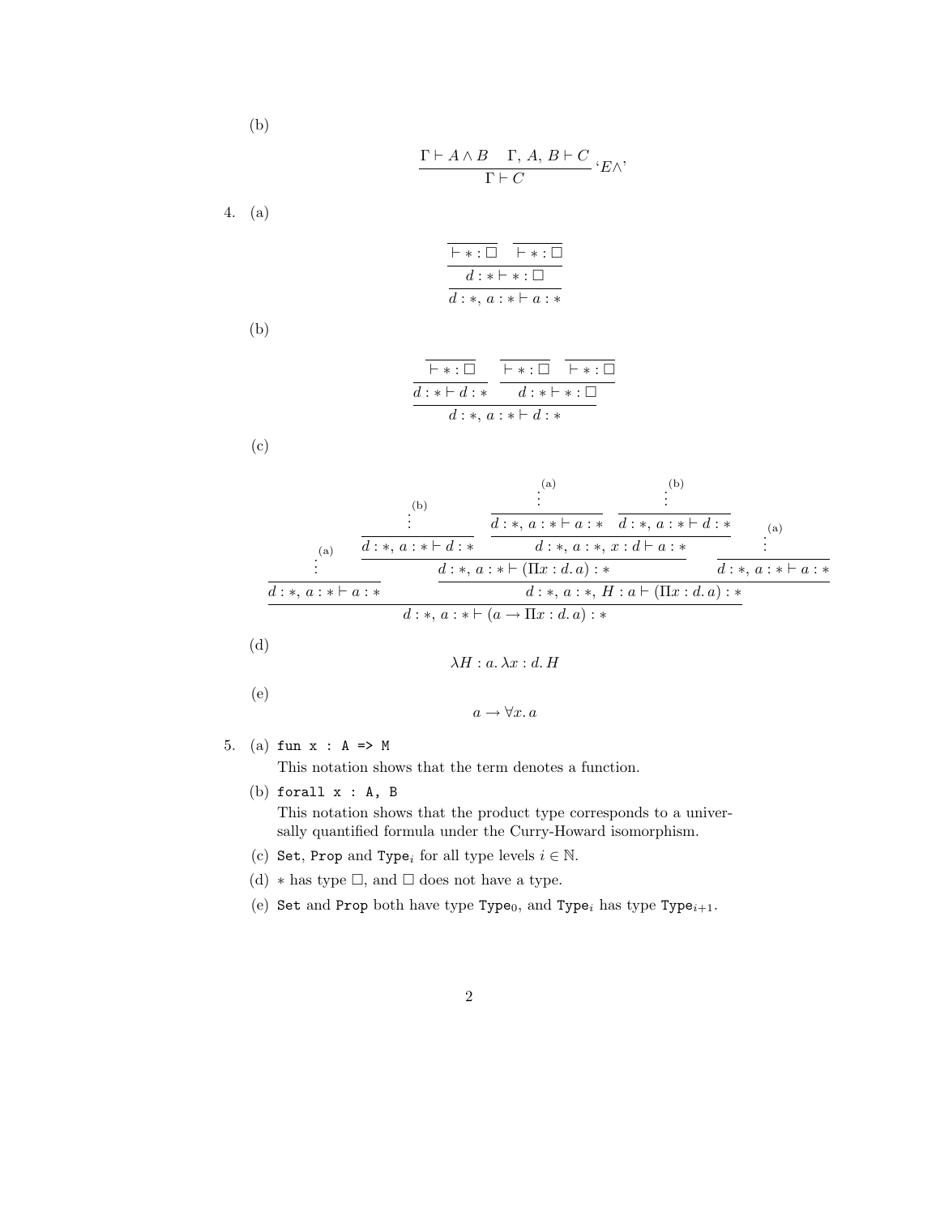(b)

$$\frac{\Gamma \vdash A \wedge B \quad \Gamma,\, A,\, B \vdash C}{\Gamma \vdash C}\ \text{`}E\wedge\text{'}$$

4. (a)

$$\dfrac{\dfrac{\dfrac{}{\vdash * : \square} \quad \dfrac{}{\vdash * : \square}}{d : * \vdash * : \square}}{d : *,\, a : * \vdash a : *}$$

(b)

$$\dfrac{\dfrac{\dfrac{}{\vdash * : \square}}{d : * \vdash d : *} \quad \dfrac{\dfrac{}{\vdash * : \square} \quad \dfrac{}{\vdash * : \square}}{d : * \vdash * : \square}}{d : *,\, a : * \vdash d : *}$$

(c)

$$\dfrac{\dfrac{\vdots^{(a)}}{d : *,\, a : * \vdash a : *} \quad \dfrac{\dfrac{\dfrac{\vdots^{(b)}}{d : *,\, a : * \vdash d : *} \quad \dfrac{\dfrac{\vdots^{(a)}}{d : *,\, a : * \vdash a : *} \quad \dfrac{\vdots^{(b)}}{d : *,\, a : * \vdash d : *}}{d : *,\, a : *,\, x : d \vdash a : *}}{d : *,\, a : * \vdash (\Pi x : d.\, a) : *} \quad \dfrac{\vdots^{(a)}}{d : *,\, a : * \vdash a : *}}{d : *,\, a : *,\, H : a \vdash (\Pi x : d.\, a) : *}}{d : *,\, a : * \vdash (a \to \Pi x : d.\, a) : *}$$

(d)

$$\lambda H : a.\, \lambda x : d.\, H$$

(e)

$$a \to \forall x.\, a$$

5. (a) `fun x : A => M`

   This notation shows that the term denotes a function.

   (b) `forall x : A, B`

   This notation shows that the product type corresponds to a universally quantified formula under the Curry-Howard isomorphism.

   (c) `Set`, `Prop` and $\texttt{Type}_i$ for all type levels $i \in \mathbb{N}$.

   (d) $*$ has type $\square$, and $\square$ does not have a type.

   (e) `Set` and `Prop` both have type $\texttt{Type}_0$, and $\texttt{Type}_i$ has type $\texttt{Type}_{i+1}$.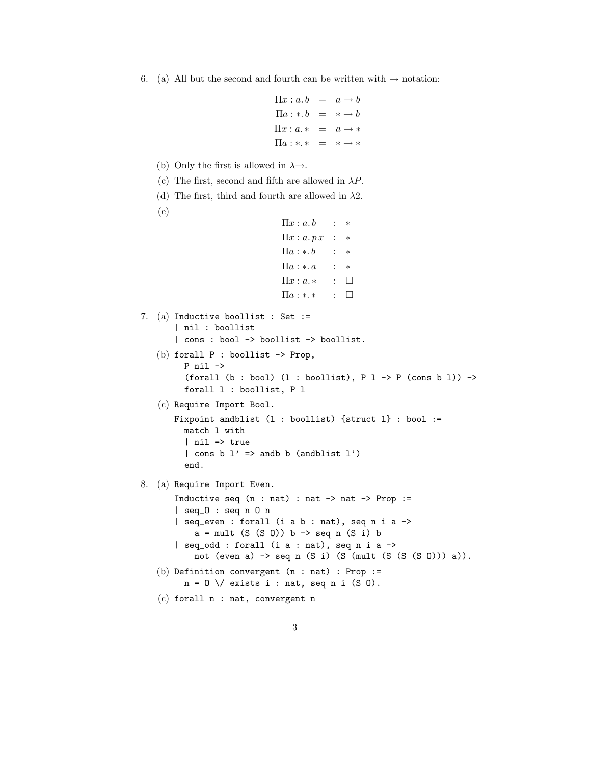6. (a) All but the second and fourth can be written with $\to$ notation:

$$\begin{aligned}
\Pi x : a.\, b &= a \to b \\
\Pi a : *.\, b &= * \to b \\
\Pi x : a.\, * &= a \to * \\
\Pi a : *.\, * &= * \to *
\end{aligned}$$

   (b) Only the first is allowed in $\lambda\!\to$.

   (c) The first, second and fifth are allowed in $\lambda P$.

   (d) The first, third and fourth are allowed in $\lambda 2$.

   (e)

$$\begin{aligned}
\Pi x : a.\, b &: * \\
\Pi x : a.\, p\, x &: * \\
\Pi a : *.\, b &: * \\
\Pi a : *.\, a &: * \\
\Pi x : a.\, * &: \square \\
\Pi a : *.\, * &: \square
\end{aligned}$$

7. (a)
```
Inductive boollist : Set :=
| nil : boollist
| cons : bool -> boollist -> boollist.
```

   (b)
```
forall P : boollist -> Prop,
  P nil ->
  (forall (b : bool) (l : boollist), P l -> P (cons b l)) ->
  forall l : boollist, P l
```

   (c)
```
Require Import Bool.

Fixpoint andblist (l : boollist) {struct l} : bool :=
  match l with
  | nil => true
  | cons b l' => andb b (andblist l')
  end.
```

8. (a)
```
Require Import Even.

Inductive seq (n : nat) : nat -> nat -> Prop :=
| seq_O : seq n O n
| seq_even : forall (i a b : nat), seq n i a ->
    a = mult (S (S O)) b -> seq n (S i) b
| seq_odd : forall (i a : nat), seq n i a ->
    not (even a) -> seq n (S i) (S (mult (S (S (S O))) a)).
```

   (b)
```
Definition convergent (n : nat) : Prop :=
  n = O \/ exists i : nat, seq n i (S O).
```

   (c)
```
forall n : nat, convergent n
```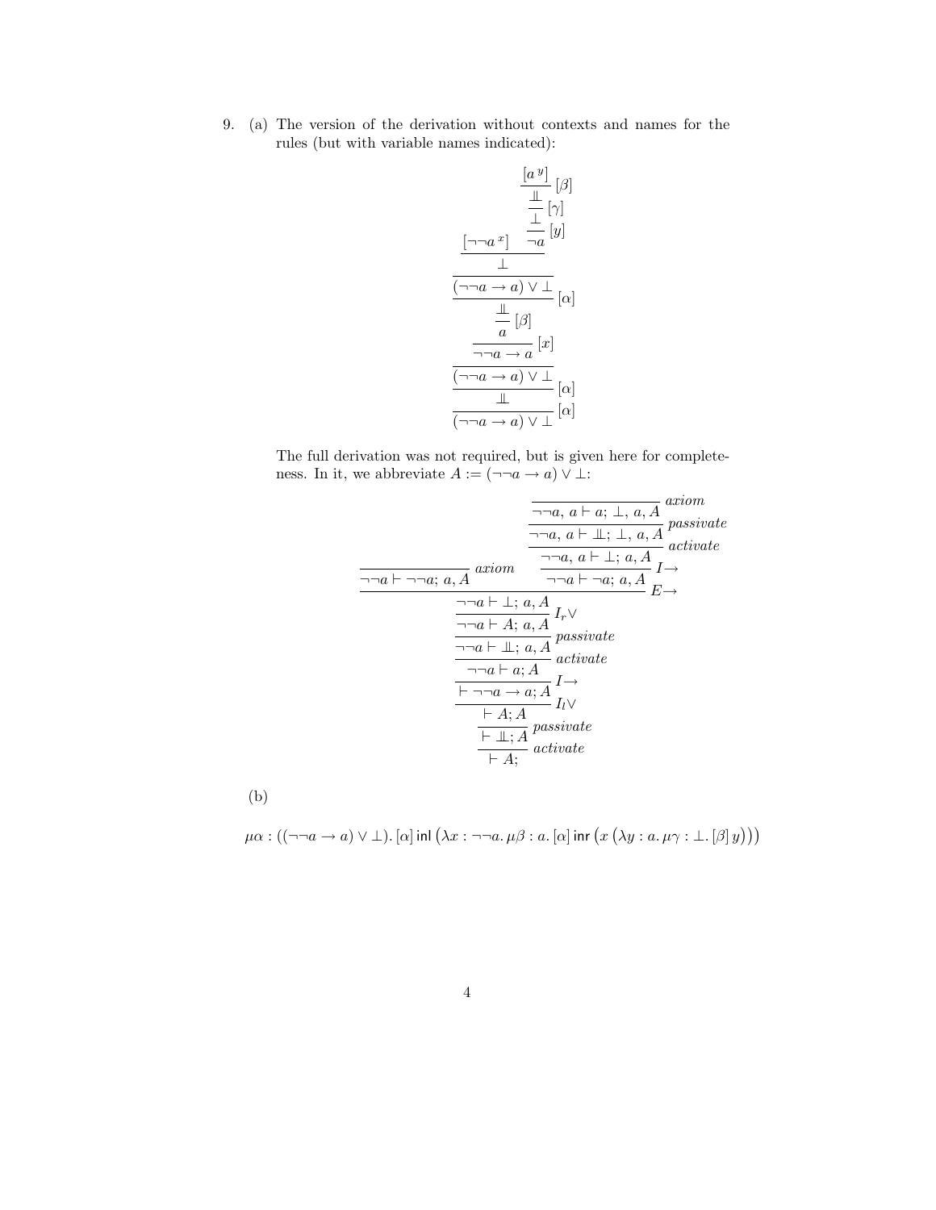9. (a) The version of the derivation without contexts and names for the rules (but with variable names indicated):

$$
\dfrac{\dfrac{\dfrac{\dfrac{\dfrac{\dfrac{[\neg\neg a^{\,x}] \qquad \dfrac{\dfrac{\dfrac{[a^{\,y}]}{\perp\!\!\!\perp}[\beta]}{\perp}[\gamma]}{\neg a}[y]}{\perp}}{(\neg\neg a \to a) \vee \perp}}{\dfrac{\perp\!\!\!\perp}{a}[\beta]}[\alpha]}{\neg\neg a \to a}[x]}{(\neg\neg a \to a) \vee \perp}}{\dfrac{\perp\!\!\!\perp}{(\neg\neg a \to a) \vee \perp}[\alpha]}[\alpha]
$$

The full derivation was not required, but is given here for completeness. In it, we abbreviate $A := (\neg\neg a \to a) \vee \perp$:

$$
\dfrac{\dfrac{\dfrac{\dfrac{\dfrac{\dfrac{\dfrac{\dfrac{\overline{\neg\neg a \vdash \neg\neg a;\, a, A}\ axiom \qquad \dfrac{\dfrac{\dfrac{\overline{\neg\neg a,\, a \vdash a;\, \perp,\, a,\, A}\ axiom}{\neg\neg a,\, a \vdash \perp\!\!\!\perp;\, \perp,\, a,\, A}\ passivate}{\neg\neg a,\, a \vdash \perp;\, a,\, A}\ activate}{\neg\neg a \vdash \neg a;\, a,\, A}\ I{\to}}{\neg\neg a \vdash \perp;\, a,\, A}\ E{\to}}{\neg\neg a \vdash A;\, a,\, A}\ I_r\vee}{\neg\neg a \vdash \perp\!\!\!\perp;\, a,\, A}\ passivate}{\neg\neg a \vdash a;\, A}\ activate}{\vdash \neg\neg a \to a;\, A}\ I{\to}}{\vdash A;\, A}\ I_l\vee}{\vdash \perp\!\!\!\perp;\, A}\ passivate}{\vdash A;}\ activate
$$

(b)

$$
\mu\alpha : ((\neg\neg a \to a) \vee \perp).\, [\alpha]\, \mathsf{inl}\, \big(\lambda x : \neg\neg a.\, \mu\beta : a.\, [\alpha]\, \mathsf{inr}\, \big(x\, \big(\lambda y : a.\, \mu\gamma : \perp.\, [\beta]\, y\big)\big)\big)
$$